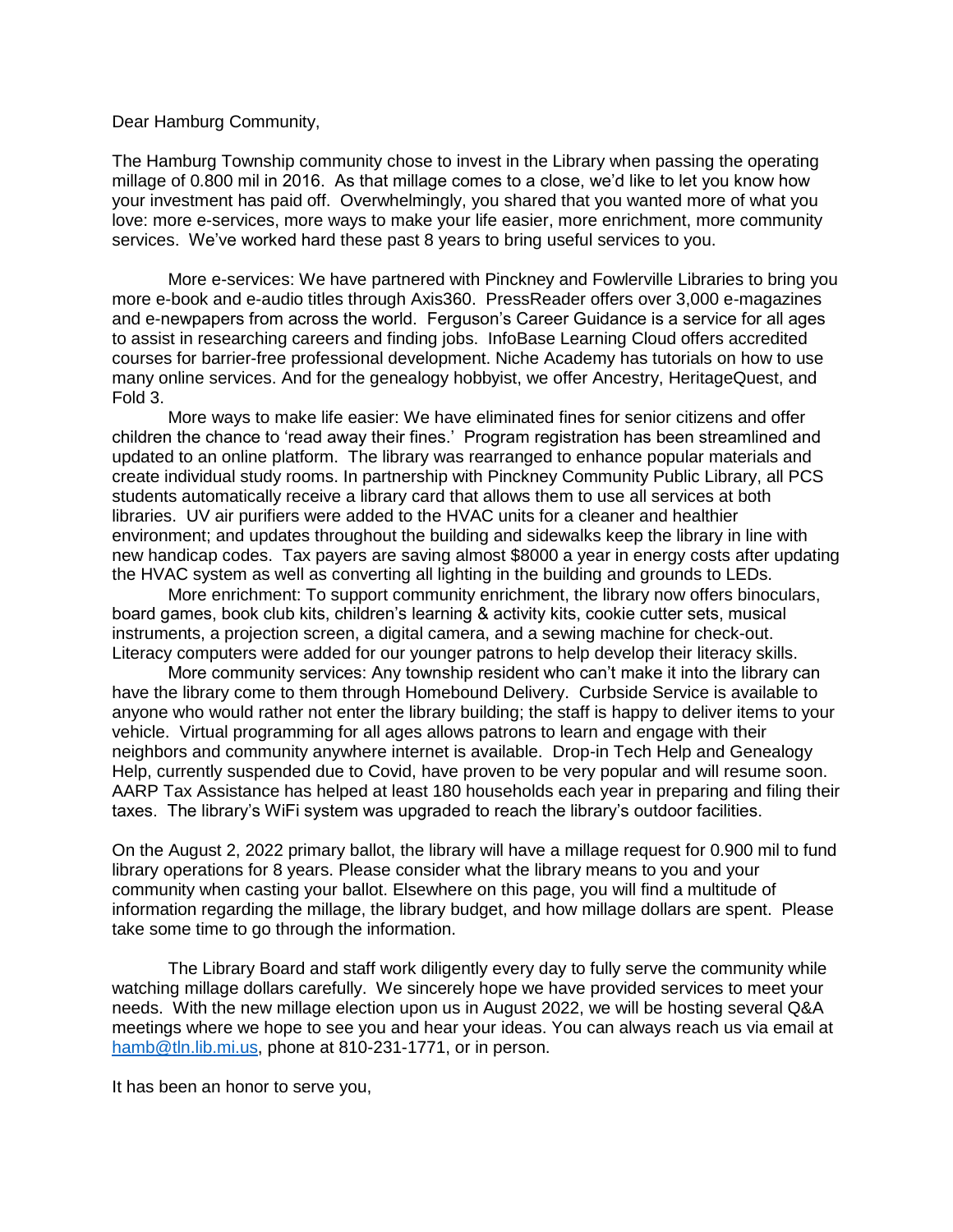Dear Hamburg Community,

The Hamburg Township community chose to invest in the Library when passing the operating millage of 0.800 mil in 2016. As that millage comes to a close, we'd like to let you know how your investment has paid off. Overwhelmingly, you shared that you wanted more of what you love: more e-services, more ways to make your life easier, more enrichment, more community services. We've worked hard these past 8 years to bring useful services to you.

More e-services: We have partnered with Pinckney and Fowlerville Libraries to bring you more e-book and e-audio titles through Axis360. PressReader offers over 3,000 e-magazines and e-newpapers from across the world. Ferguson's Career Guidance is a service for all ages to assist in researching careers and finding jobs. InfoBase Learning Cloud offers accredited courses for barrier-free professional development. Niche Academy has tutorials on how to use many online services. And for the genealogy hobbyist, we offer Ancestry, HeritageQuest, and Fold 3.

More ways to make life easier: We have eliminated fines for senior citizens and offer children the chance to 'read away their fines.' Program registration has been streamlined and updated to an online platform. The library was rearranged to enhance popular materials and create individual study rooms. In partnership with Pinckney Community Public Library, all PCS students automatically receive a library card that allows them to use all services at both libraries. UV air purifiers were added to the HVAC units for a cleaner and healthier environment; and updates throughout the building and sidewalks keep the library in line with new handicap codes. Tax payers are saving almost $8000 a year in energy costs after updating the HVAC system as well as converting all lighting in the building and grounds to LEDs.

More enrichment: To support community enrichment, the library now offers binoculars, board games, book club kits, children's learning & activity kits, cookie cutter sets, musical instruments, a projection screen, a digital camera, and a sewing machine for check-out. Literacy computers were added for our younger patrons to help develop their literacy skills.

More community services: Any township resident who can't make it into the library can have the library come to them through Homebound Delivery. Curbside Service is available to anyone who would rather not enter the library building; the staff is happy to deliver items to your vehicle. Virtual programming for all ages allows patrons to learn and engage with their neighbors and community anywhere internet is available. Drop-in Tech Help and Genealogy Help, currently suspended due to Covid, have proven to be very popular and will resume soon. AARP Tax Assistance has helped at least 180 households each year in preparing and filing their taxes. The library's WiFi system was upgraded to reach the library's outdoor facilities.

On the August 2, 2022 primary ballot, the library will have a millage request for 0.900 mil to fund library operations for 8 years. Please consider what the library means to you and your community when casting your ballot. Elsewhere on this page, you will find a multitude of information regarding the millage, the library budget, and how millage dollars are spent. Please take some time to go through the information.

The Library Board and staff work diligently every day to fully serve the community while watching millage dollars carefully. We sincerely hope we have provided services to meet your needs. With the new millage election upon us in August 2022, we will be hosting several Q&A meetings where we hope to see you and hear your ideas. You can always reach us via email at [hamb@tln.lib.mi.us](mailto:hamb@tln.lib.mi.us), phone at 810-231-1771, or in person.

It has been an honor to serve you,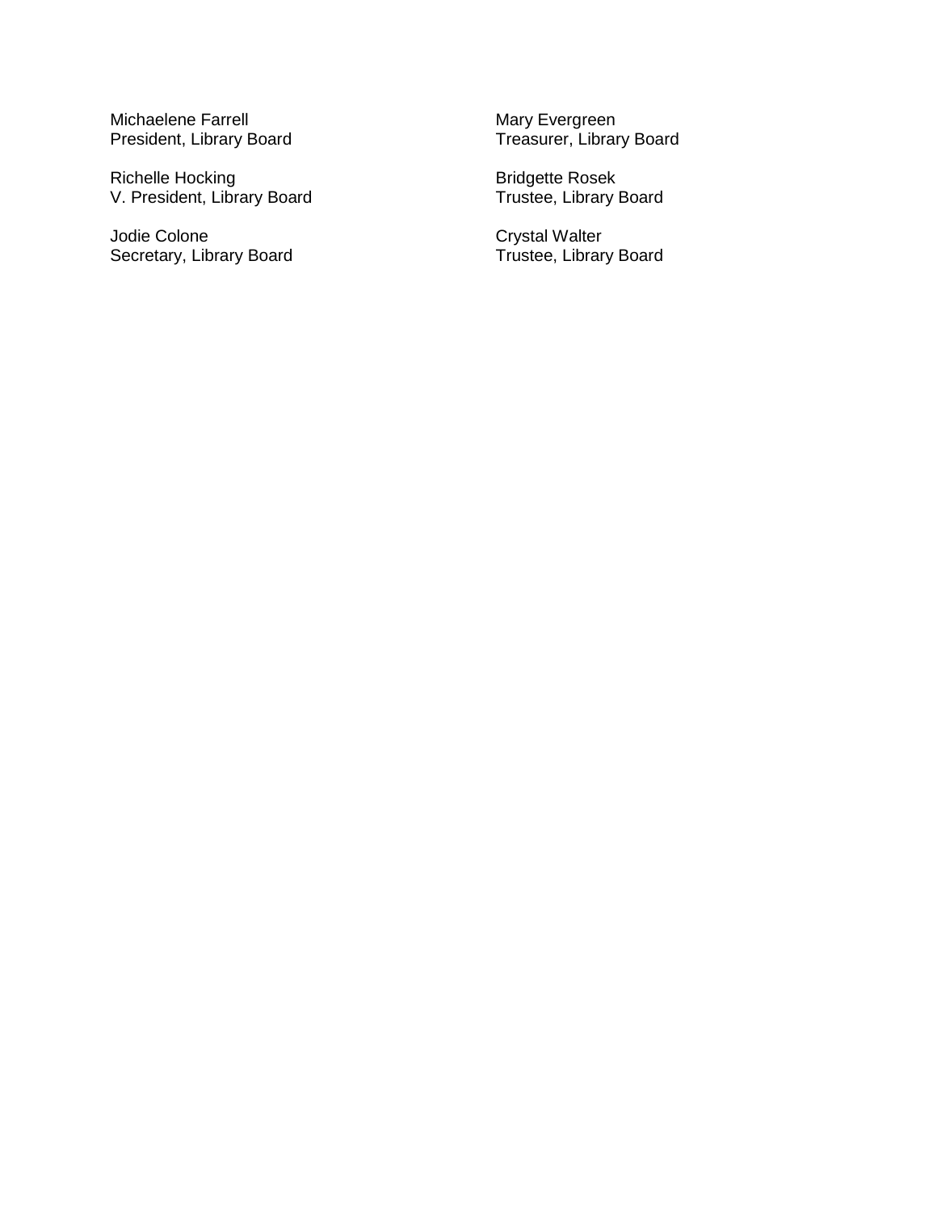Michaelene Farrell
President, Library Board

Richelle Hocking
V. President, Library Board

Jodie Colone
Secretary, Library Board

Mary Evergreen
Treasurer, Library Board

Bridgette Rosek
Trustee, Library Board

Crystal Walter
Trustee, Library Board